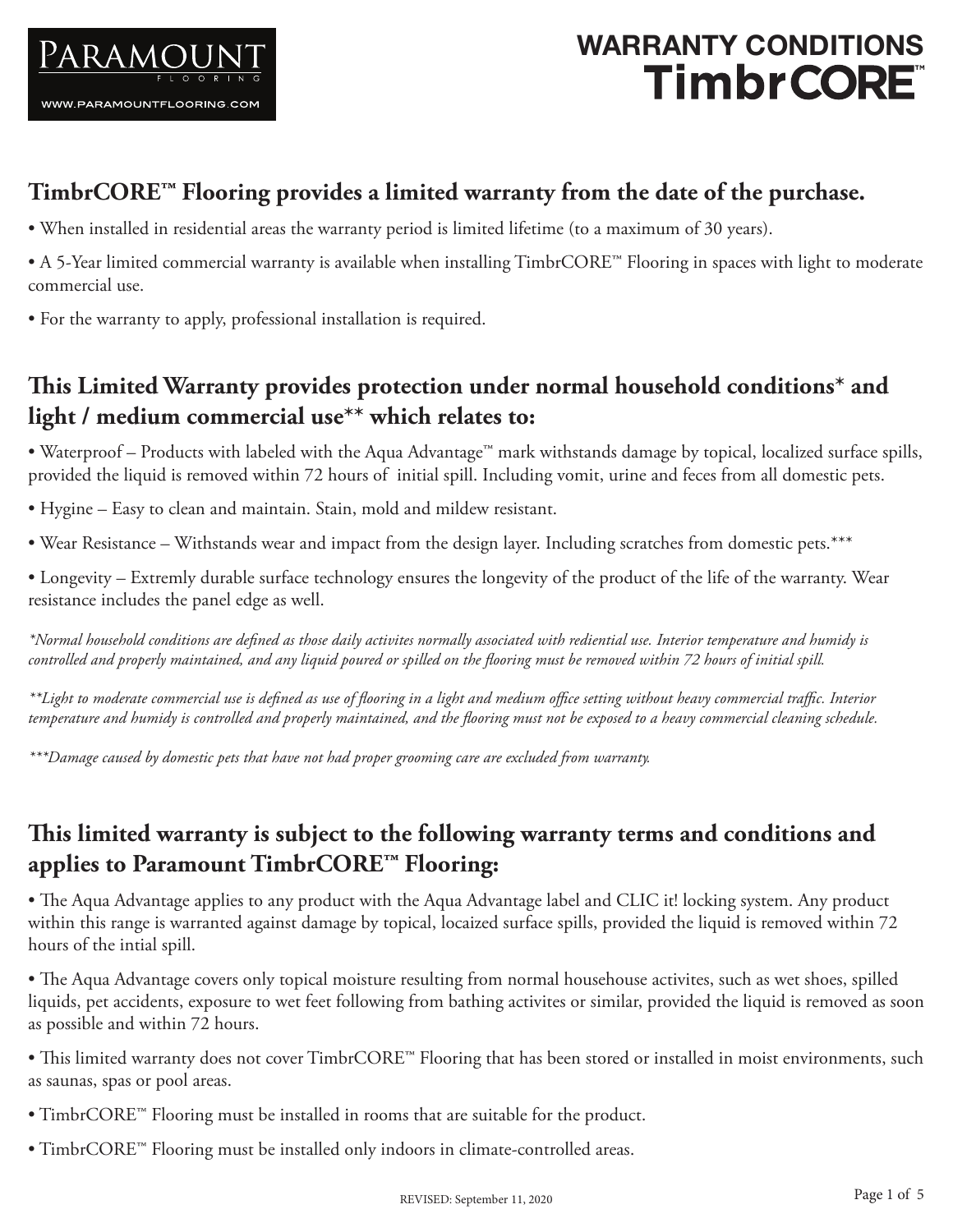PARAMOUNT
FLOORING
WWW.PARAMOUNTFLOORING.COM

# WARRANTY CONDITIONS TimbrCORE™

## TimbrCORE™ Flooring provides a limited warranty from the date of the purchase.

- When installed in residential areas the warranty period is limited lifetime (to a maximum of 30 years).
- A 5-Year limited commercial warranty is available when installing TimbrCORE™ Flooring in spaces with light to moderate commercial use.
- For the warranty to apply, professional installation is required.

## This Limited Warranty provides protection under normal household conditions* and light / medium commercial use** which relates to:

- Waterproof – Products with labeled with the Aqua Advantage™ mark withstands damage by topical, localized surface spills, provided the liquid is removed within 72 hours of initial spill. Including vomit, urine and feces from all domestic pets.
- Hygine – Easy to clean and maintain. Stain, mold and mildew resistant.
- Wear Resistance – Withstands wear and impact from the design layer. Including scratches from domestic pets.***
- Longevity – Extremly durable surface technology ensures the longevity of the product of the life of the warranty. Wear resistance includes the panel edge as well.

*\*Normal household conditions are defined as those daily activites normally associated with rediential use. Interior temperature and humidy is controlled and properly maintained, and any liquid poured or spilled on the flooring must be removed within 72 hours of initial spill.*

*\*\*Light to moderate commercial use is defined as use of flooring in a light and medium office setting without heavy commercial traffic. Interior temperature and humidy is controlled and properly maintained, and the flooring must not be exposed to a heavy commercial cleaning schedule.*

*\*\*\*Damage caused by domestic pets that have not had proper grooming care are excluded from warranty.*

## This limited warranty is subject to the following warranty terms and conditions and applies to Paramount TimbrCORE™ Flooring:

- The Aqua Advantage applies to any product with the Aqua Advantage label and CLIC it! locking system. Any product within this range is warranted against damage by topical, locaized surface spills, provided the liquid is removed within 72 hours of the intial spill.
- The Aqua Advantage covers only topical moisture resulting from normal househouse activites, such as wet shoes, spilled liquids, pet accidents, exposure to wet feet following from bathing activites or similar, provided the liquid is removed as soon as possible and within 72 hours.
- This limited warranty does not cover TimbrCORE™ Flooring that has been stored or installed in moist environments, such as saunas, spas or pool areas.
- TimbrCORE™ Flooring must be installed in rooms that are suitable for the product.
- TimbrCORE™ Flooring must be installed only indoors in climate-controlled areas.

REVISED: September 11, 2020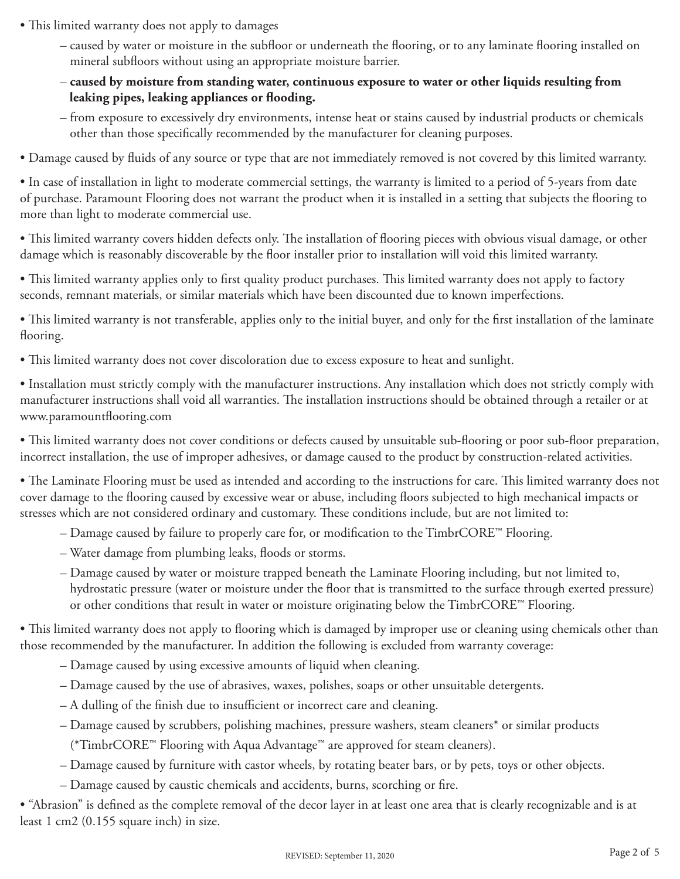- This limited warranty does not apply to damages
  - caused by water or moisture in the subfloor or underneath the flooring, or to any laminate flooring installed on mineral subfloors without using an appropriate moisture barrier.
  - **caused by moisture from standing water, continuous exposure to water or other liquids resulting from leaking pipes, leaking appliances or flooding.**
  - from exposure to excessively dry environments, intense heat or stains caused by industrial products or chemicals other than those specifically recommended by the manufacturer for cleaning purposes.
- Damage caused by fluids of any source or type that are not immediately removed is not covered by this limited warranty.
- In case of installation in light to moderate commercial settings, the warranty is limited to a period of 5-years from date of purchase. Paramount Flooring does not warrant the product when it is installed in a setting that subjects the flooring to more than light to moderate commercial use.
- This limited warranty covers hidden defects only. The installation of flooring pieces with obvious visual damage, or other damage which is reasonably discoverable by the floor installer prior to installation will void this limited warranty.
- This limited warranty applies only to first quality product purchases. This limited warranty does not apply to factory seconds, remnant materials, or similar materials which have been discounted due to known imperfections.
- This limited warranty is not transferable, applies only to the initial buyer, and only for the first installation of the laminate flooring.
- This limited warranty does not cover discoloration due to excess exposure to heat and sunlight.
- Installation must strictly comply with the manufacturer instructions. Any installation which does not strictly comply with manufacturer instructions shall void all warranties. The installation instructions should be obtained through a retailer or at www.paramountflooring.com
- This limited warranty does not cover conditions or defects caused by unsuitable sub-flooring or poor sub-floor preparation, incorrect installation, the use of improper adhesives, or damage caused to the product by construction-related activities.
- The Laminate Flooring must be used as intended and according to the instructions for care. This limited warranty does not cover damage to the flooring caused by excessive wear or abuse, including floors subjected to high mechanical impacts or stresses which are not considered ordinary and customary. These conditions include, but are not limited to:
  - Damage caused by failure to properly care for, or modification to the TimbrCORE™ Flooring.
  - Water damage from plumbing leaks, floods or storms.
  - Damage caused by water or moisture trapped beneath the Laminate Flooring including, but not limited to, hydrostatic pressure (water or moisture under the floor that is transmitted to the surface through exerted pressure) or other conditions that result in water or moisture originating below the TimbrCORE™ Flooring.
- This limited warranty does not apply to flooring which is damaged by improper use or cleaning using chemicals other than those recommended by the manufacturer. In addition the following is excluded from warranty coverage:
  - Damage caused by using excessive amounts of liquid when cleaning.
  - Damage caused by the use of abrasives, waxes, polishes, soaps or other unsuitable detergents.
  - A dulling of the finish due to insufficient or incorrect care and cleaning.
  - Damage caused by scrubbers, polishing machines, pressure washers, steam cleaners* or similar products (*TimbrCORE™ Flooring with Aqua Advantage™ are approved for steam cleaners).
  - Damage caused by furniture with castor wheels, by rotating beater bars, or by pets, toys or other objects.
  - Damage caused by caustic chemicals and accidents, burns, scorching or fire.
- "Abrasion" is defined as the complete removal of the decor layer in at least one area that is clearly recognizable and is at least 1 cm2 (0.155 square inch) in size.

REVISED: September 11, 2020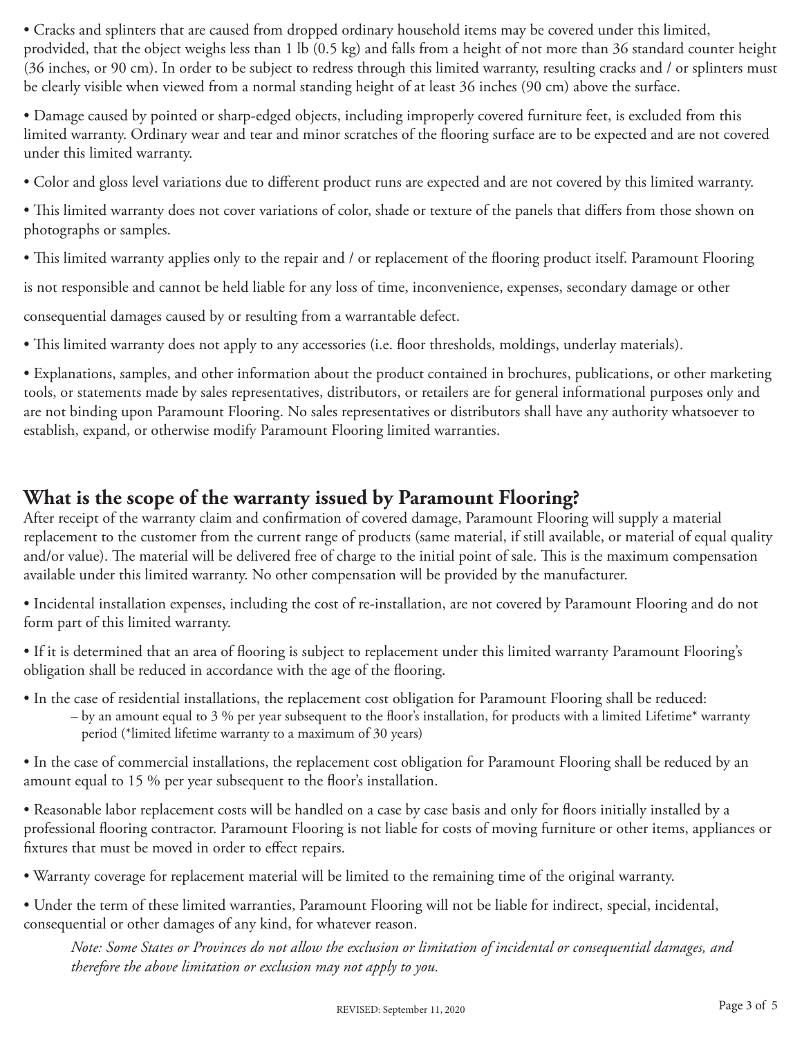- Cracks and splinters that are caused from dropped ordinary household items may be covered under this limited, prodvided, that the object weighs less than 1 lb (0.5 kg) and falls from a height of not more than 36 standard counter height (36 inches, or 90 cm). In order to be subject to redress through this limited warranty, resulting cracks and / or splinters must be clearly visible when viewed from a normal standing height of at least 36 inches (90 cm) above the surface.

- Damage caused by pointed or sharp-edged objects, including improperly covered furniture feet, is excluded from this limited warranty. Ordinary wear and tear and minor scratches of the flooring surface are to be expected and are not covered under this limited warranty.

- Color and gloss level variations due to different product runs are expected and are not covered by this limited warranty.

- This limited warranty does not cover variations of color, shade or texture of the panels that differs from those shown on photographs or samples.

- This limited warranty applies only to the repair and / or replacement of the flooring product itself. Paramount Flooring is not responsible and cannot be held liable for any loss of time, inconvenience, expenses, secondary damage or other consequential damages caused by or resulting from a warrantable defect.

- This limited warranty does not apply to any accessories (i.e. floor thresholds, moldings, underlay materials).

- Explanations, samples, and other information about the product contained in brochures, publications, or other marketing tools, or statements made by sales representatives, distributors, or retailers are for general informational purposes only and are not binding upon Paramount Flooring. No sales representatives or distributors shall have any authority whatsoever to establish, expand, or otherwise modify Paramount Flooring limited warranties.

## What is the scope of the warranty issued by Paramount Flooring?

After receipt of the warranty claim and confirmation of covered damage, Paramount Flooring will supply a material replacement to the customer from the current range of products (same material, if still available, or material of equal quality and/or value). The material will be delivered free of charge to the initial point of sale. This is the maximum compensation available under this limited warranty. No other compensation will be provided by the manufacturer.

- Incidental installation expenses, including the cost of re-installation, are not covered by Paramount Flooring and do not form part of this limited warranty.

- If it is determined that an area of flooring is subject to replacement under this limited warranty Paramount Flooring's obligation shall be reduced in accordance with the age of the flooring.

- In the case of residential installations, the replacement cost obligation for Paramount Flooring shall be reduced:
  - by an amount equal to 3 % per year subsequent to the floor's installation, for products with a limited Lifetime* warranty period (*limited lifetime warranty to a maximum of 30 years)

- In the case of commercial installations, the replacement cost obligation for Paramount Flooring shall be reduced by an amount equal to 15 % per year subsequent to the floor's installation.

- Reasonable labor replacement costs will be handled on a case by case basis and only for floors initially installed by a professional flooring contractor. Paramount Flooring is not liable for costs of moving furniture or other items, appliances or fixtures that must be moved in order to effect repairs.

- Warranty coverage for replacement material will be limited to the remaining time of the original warranty.

- Under the term of these limited warranties, Paramount Flooring will not be liable for indirect, special, incidental, consequential or other damages of any kind, for whatever reason.

  *Note: Some States or Provinces do not allow the exclusion or limitation of incidental or consequential damages, and therefore the above limitation or exclusion may not apply to you.*

REVISED: September 11, 2020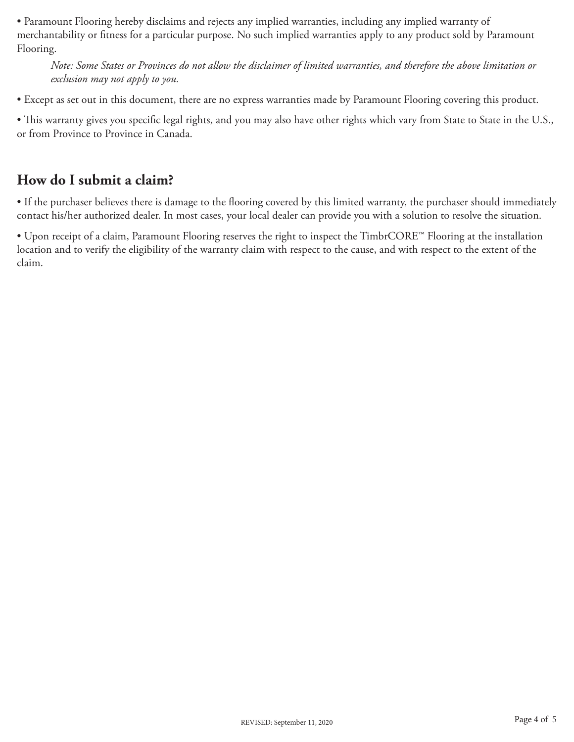- Paramount Flooring hereby disclaims and rejects any implied warranties, including any implied warranty of merchantability or fitness for a particular purpose. No such implied warranties apply to any product sold by Paramount Flooring.

    *Note: Some States or Provinces do not allow the disclaimer of limited warranties, and therefore the above limitation or exclusion may not apply to you.*

- Except as set out in this document, there are no express warranties made by Paramount Flooring covering this product.
- This warranty gives you specific legal rights, and you may also have other rights which vary from State to State in the U.S., or from Province to Province in Canada.

## How do I submit a claim?

- If the purchaser believes there is damage to the flooring covered by this limited warranty, the purchaser should immediately contact his/her authorized dealer. In most cases, your local dealer can provide you with a solution to resolve the situation.
- Upon receipt of a claim, Paramount Flooring reserves the right to inspect the TimbrCORE™ Flooring at the installation location and to verify the eligibility of the warranty claim with respect to the cause, and with respect to the extent of the claim.

REVISED: September 11, 2020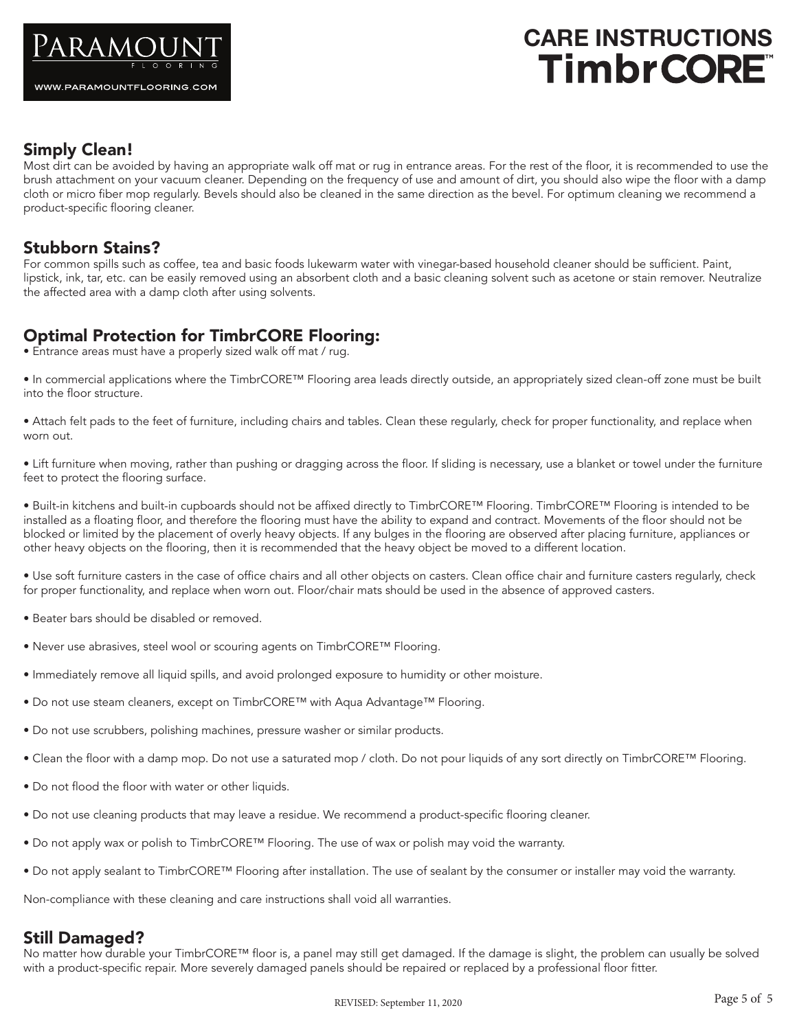PARAMOUNT
FLOORING
WWW.PARAMOUNTFLOORING.COM

# CARE INSTRUCTIONS TimbrCORE™

## Simply Clean!

Most dirt can be avoided by having an appropriate walk off mat or rug in entrance areas. For the rest of the floor, it is recommended to use the brush attachment on your vacuum cleaner. Depending on the frequency of use and amount of dirt, you should also wipe the floor with a damp cloth or micro fiber mop regularly. Bevels should also be cleaned in the same direction as the bevel. For optimum cleaning we recommend a product-specific flooring cleaner.

## Stubborn Stains?

For common spills such as coffee, tea and basic foods lukewarm water with vinegar-based household cleaner should be sufficient. Paint, lipstick, ink, tar, etc. can be easily removed using an absorbent cloth and a basic cleaning solvent such as acetone or stain remover. Neutralize the affected area with a damp cloth after using solvents.

## Optimal Protection for TimbrCORE Flooring:

- Entrance areas must have a properly sized walk off mat / rug.

- In commercial applications where the TimbrCORE™ Flooring area leads directly outside, an appropriately sized clean-off zone must be built into the floor structure.

- Attach felt pads to the feet of furniture, including chairs and tables. Clean these regularly, check for proper functionality, and replace when worn out.

- Lift furniture when moving, rather than pushing or dragging across the floor. If sliding is necessary, use a blanket or towel under the furniture feet to protect the flooring surface.

- Built-in kitchens and built-in cupboards should not be affixed directly to TimbrCORE™ Flooring. TimbrCORE™ Flooring is intended to be installed as a floating floor, and therefore the flooring must have the ability to expand and contract. Movements of the floor should not be blocked or limited by the placement of overly heavy objects. If any bulges in the flooring are observed after placing furniture, appliances or other heavy objects on the flooring, then it is recommended that the heavy object be moved to a different location.

- Use soft furniture casters in the case of office chairs and all other objects on casters. Clean office chair and furniture casters regularly, check for proper functionality, and replace when worn out. Floor/chair mats should be used in the absence of approved casters.

- Beater bars should be disabled or removed.

- Never use abrasives, steel wool or scouring agents on TimbrCORE™ Flooring.

- Immediately remove all liquid spills, and avoid prolonged exposure to humidity or other moisture.

- Do not use steam cleaners, except on TimbrCORE™ with Aqua Advantage™ Flooring.

- Do not use scrubbers, polishing machines, pressure washer or similar products.

- Clean the floor with a damp mop. Do not use a saturated mop / cloth. Do not pour liquids of any sort directly on TimbrCORE™ Flooring.

- Do not flood the floor with water or other liquids.

- Do not use cleaning products that may leave a residue. We recommend a product-specific flooring cleaner.

- Do not apply wax or polish to TimbrCORE™ Flooring. The use of wax or polish may void the warranty.

- Do not apply sealant to TimbrCORE™ Flooring after installation. The use of sealant by the consumer or installer may void the warranty.

Non-compliance with these cleaning and care instructions shall void all warranties.

## Still Damaged?

No matter how durable your TimbrCORE™ floor is, a panel may still get damaged. If the damage is slight, the problem can usually be solved with a product-specific repair. More severely damaged panels should be repaired or replaced by a professional floor fitter.

REVISED: September 11, 2020